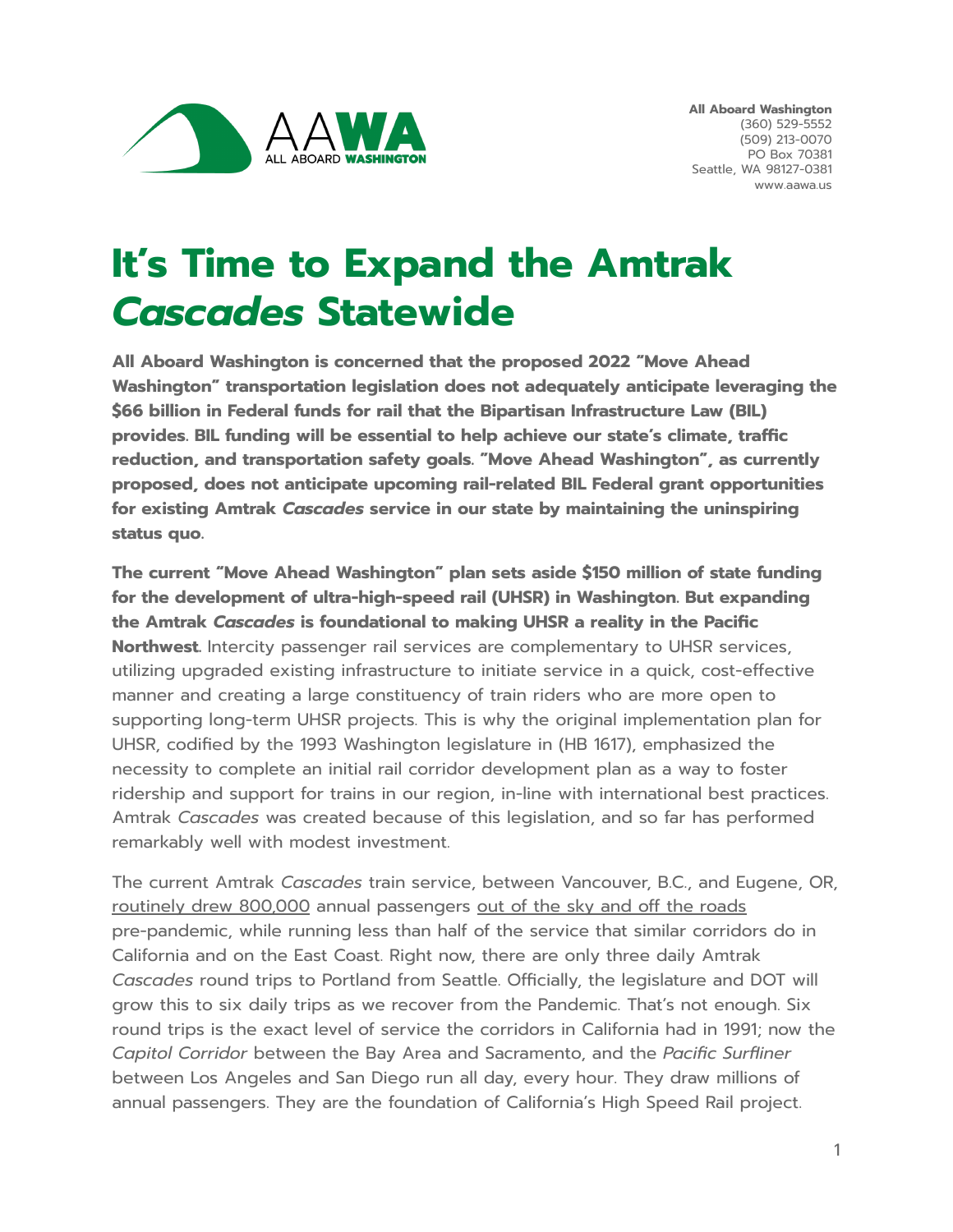AAWA
ALL ABOARD WASHINGTON

**All Aboard Washington**
(360) 529-5552
(509) 213-0070
PO Box 70381
Seattle, WA 98127-0381
www.aawa.us

# It's Time to Expand the Amtrak *Cascades* Statewide

**All Aboard Washington is concerned that the proposed 2022 "Move Ahead Washington" transportation legislation does not adequately anticipate leveraging the $66 billion in Federal funds for rail that the Bipartisan Infrastructure Law (BIL) provides. BIL funding will be essential to help achieve our state's climate, traffic reduction, and transportation safety goals. "Move Ahead Washington", as currently proposed, does not anticipate upcoming rail-related BIL Federal grant opportunities for existing Amtrak *Cascades* service in our state by maintaining the uninspiring status quo.**

**The current "Move Ahead Washington" plan sets aside $150 million of state funding for the development of ultra-high-speed rail (UHSR) in Washington. But expanding the Amtrak *Cascades* is foundational to making UHSR a reality in the Pacific Northwest.** Intercity passenger rail services are complementary to UHSR services, utilizing upgraded existing infrastructure to initiate service in a quick, cost-effective manner and creating a large constituency of train riders who are more open to supporting long-term UHSR projects. This is why the original implementation plan for UHSR, codified by the 1993 Washington legislature in (HB 1617), emphasized the necessity to complete an initial rail corridor development plan as a way to foster ridership and support for trains in our region, in-line with international best practices. Amtrak *Cascades* was created because of this legislation, and so far has performed remarkably well with modest investment.

The current Amtrak *Cascades* train service, between Vancouver, B.C., and Eugene, OR, routinely drew 800,000 annual passengers out of the sky and off the roads pre-pandemic, while running less than half of the service that similar corridors do in California and on the East Coast. Right now, there are only three daily Amtrak *Cascades* round trips to Portland from Seattle. Officially, the legislature and DOT will grow this to six daily trips as we recover from the Pandemic. That's not enough. Six round trips is the exact level of service the corridors in California had in 1991; now the *Capitol Corridor* between the Bay Area and Sacramento, and the *Pacific Surfliner* between Los Angeles and San Diego run all day, every hour. They draw millions of annual passengers. They are the foundation of California's High Speed Rail project.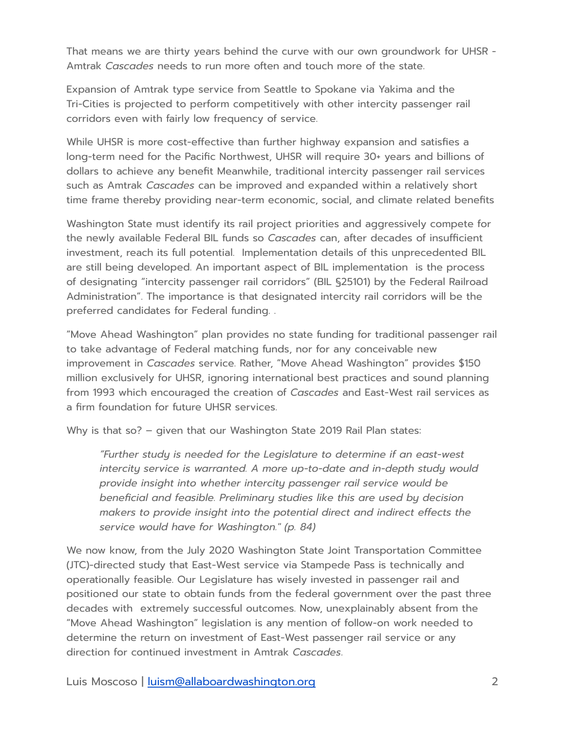That means we are thirty years behind the curve with our own groundwork for UHSR - Amtrak *Cascades* needs to run more often and touch more of the state.

Expansion of Amtrak type service from Seattle to Spokane via Yakima and the Tri-Cities is projected to perform competitively with other intercity passenger rail corridors even with fairly low frequency of service.

While UHSR is more cost-effective than further highway expansion and satisfies a long-term need for the Pacific Northwest, UHSR will require 30+ years and billions of dollars to achieve any benefit Meanwhile, traditional intercity passenger rail services such as Amtrak *Cascades* can be improved and expanded within a relatively short time frame thereby providing near-term economic, social, and climate related benefits

Washington State must identify its rail project priorities and aggressively compete for the newly available Federal BIL funds so *Cascades* can, after decades of insufficient investment, reach its full potential. Implementation details of this unprecedented BIL are still being developed. An important aspect of BIL implementation is the process of designating "intercity passenger rail corridors" (BIL §25101) by the Federal Railroad Administration". The importance is that designated intercity rail corridors will be the preferred candidates for Federal funding. .

"Move Ahead Washington" plan provides no state funding for traditional passenger rail to take advantage of Federal matching funds, nor for any conceivable new improvement in *Cascades* service. Rather, "Move Ahead Washington" provides $150 million exclusively for UHSR, ignoring international best practices and sound planning from 1993 which encouraged the creation of *Cascades* and East-West rail services as a firm foundation for future UHSR services.

Why is that so? – given that our Washington State 2019 Rail Plan states:

> *"Further study is needed for the Legislature to determine if an east-west intercity service is warranted. A more up-to-date and in-depth study would provide insight into whether intercity passenger rail service would be beneficial and feasible. Preliminary studies like this are used by decision makers to provide insight into the potential direct and indirect effects the service would have for Washington." (p. 84)*

We now know, from the July 2020 Washington State Joint Transportation Committee (JTC)-directed study that East-West service via Stampede Pass is technically and operationally feasible. Our Legislature has wisely invested in passenger rail and positioned our state to obtain funds from the federal government over the past three decades with extremely successful outcomes. Now, unexplainably absent from the "Move Ahead Washington" legislation is any mention of follow-on work needed to determine the return on investment of East-West passenger rail service or any direction for continued investment in Amtrak *Cascades*.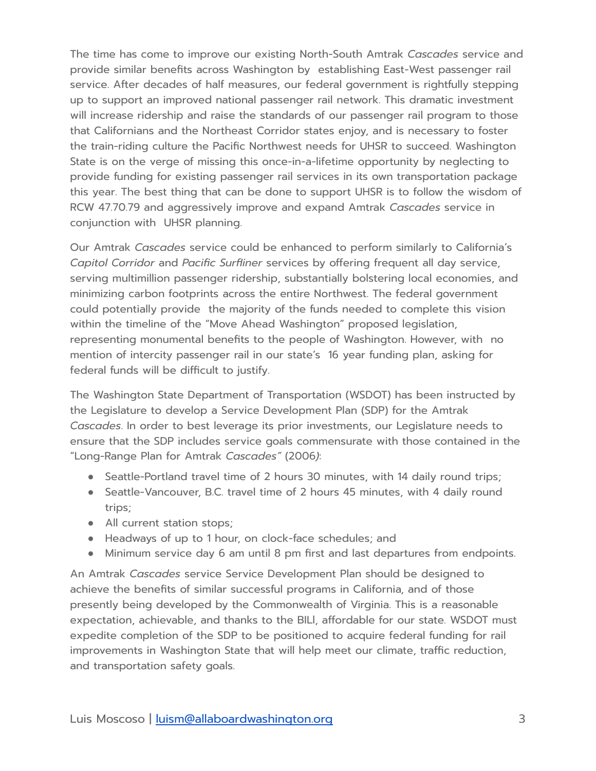The time has come to improve our existing North-South Amtrak *Cascades* service and provide similar benefits across Washington by establishing East-West passenger rail service. After decades of half measures, our federal government is rightfully stepping up to support an improved national passenger rail network. This dramatic investment will increase ridership and raise the standards of our passenger rail program to those that Californians and the Northeast Corridor states enjoy, and is necessary to foster the train-riding culture the Pacific Northwest needs for UHSR to succeed. Washington State is on the verge of missing this once-in-a-lifetime opportunity by neglecting to provide funding for existing passenger rail services in its own transportation package this year. The best thing that can be done to support UHSR is to follow the wisdom of RCW 47.70.79 and aggressively improve and expand Amtrak *Cascades* service in conjunction with UHSR planning.

Our Amtrak *Cascades* service could be enhanced to perform similarly to California's *Capitol Corridor* and *Pacific Surfliner* services by offering frequent all day service, serving multimillion passenger ridership, substantially bolstering local economies, and minimizing carbon footprints across the entire Northwest. The federal government could potentially provide the majority of the funds needed to complete this vision within the timeline of the "Move Ahead Washington" proposed legislation, representing monumental benefits to the people of Washington. However, with no mention of intercity passenger rail in our state's 16 year funding plan, asking for federal funds will be difficult to justify.

The Washington State Department of Transportation (WSDOT) has been instructed by the Legislature to develop a Service Development Plan (SDP) for the Amtrak *Cascades*. In order to best leverage its prior investments, our Legislature needs to ensure that the SDP includes service goals commensurate with those contained in the "Long-Range Plan for Amtrak *Cascades*" (2006):

- Seattle-Portland travel time of 2 hours 30 minutes, with 14 daily round trips;
- Seattle-Vancouver, B.C. travel time of 2 hours 45 minutes, with 4 daily round trips;
- All current station stops;
- Headways of up to 1 hour, on clock-face schedules; and
- Minimum service day 6 am until 8 pm first and last departures from endpoints.

An Amtrak *Cascades* service Service Development Plan should be designed to achieve the benefits of similar successful programs in California, and of those presently being developed by the Commonwealth of Virginia. This is a reasonable expectation, achievable, and thanks to the BILl, affordable for our state. WSDOT must expedite completion of the SDP to be positioned to acquire federal funding for rail improvements in Washington State that will help meet our climate, traffic reduction, and transportation safety goals.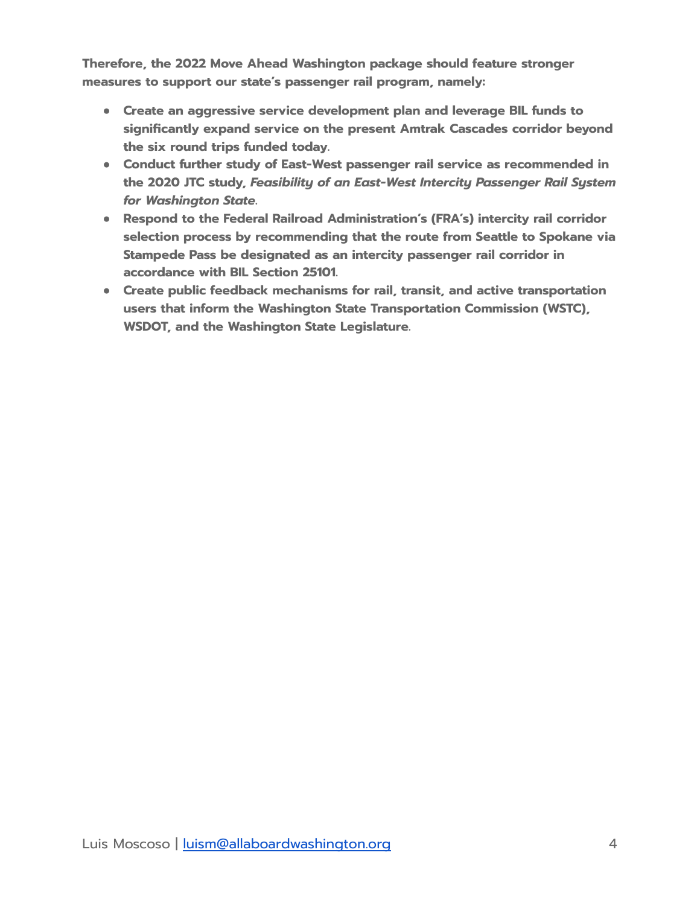**Therefore, the 2022 Move Ahead Washington package should feature stronger measures to support our state's passenger rail program, namely:**

- **Create an aggressive service development plan and leverage BIL funds to significantly expand service on the present Amtrak Cascades corridor beyond the six round trips funded today**.
- **Conduct further study of East-West passenger rail service as recommended in the 2020 JTC study, *Feasibility of an East-West Intercity Passenger Rail System for Washington State***.
- **Respond to the Federal Railroad Administration's (FRA's) intercity rail corridor selection process by recommending that the route from Seattle to Spokane via Stampede Pass be designated as an intercity passenger rail corridor in accordance with BIL Section 25101**.
- **Create public feedback mechanisms for rail, transit, and active transportation users that inform the Washington State Transportation Commission (WSTC), WSDOT, and the Washington State Legislature**.

Luis Moscoso | luism@allaboardwashington.org